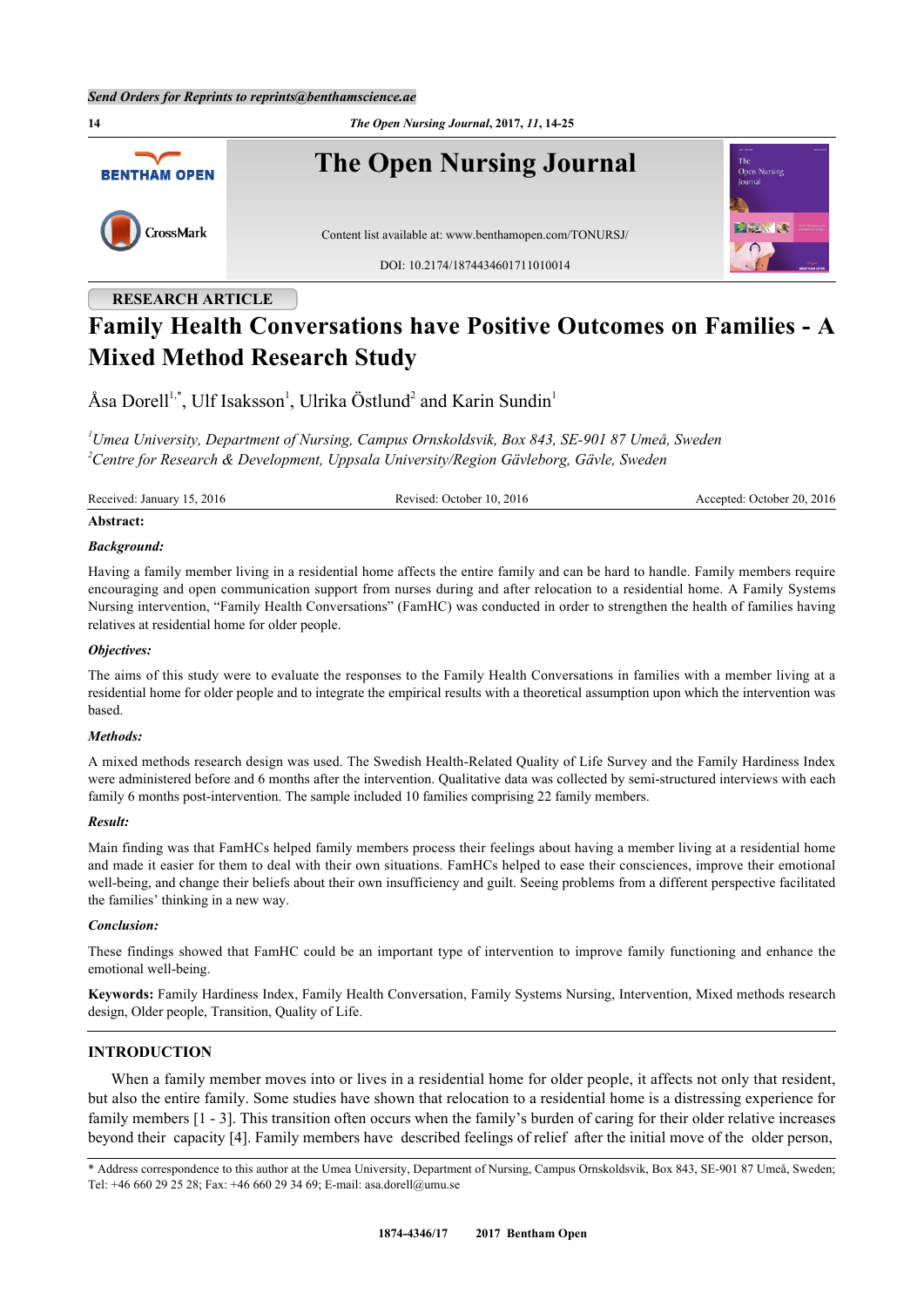RESEARCH ARTICLE

# Family Health Conversations have Positive Outcomes on Families - A Mixed Method Research Study

Åsa Dorell[1,*], Ulf Isaksson[1], Ulrika Östlund[2] and Karin Sundin[1]

[1]*Umea University, Department of Nursing, Campus Ornskoldsvik, Box 843, SE-901 87 Umeå, Sweden*
[2]*Centre for Research & Development, Uppsala University/Region Gävleborg, Gävle, Sweden*

Received: January 15, 2016 | Revised: October 10, 2016 | Accepted: October 20, 2016

**Abstract:**

***Background:***

Having a family member living in a residential home affects the entire family and can be hard to handle. Family members require encouraging and open communication support from nurses during and after relocation to a residential home. A Family Systems Nursing intervention, "Family Health Conversations" (FamHC) was conducted in order to strengthen the health of families having relatives at residential home for older people.

***Objectives:***

The aims of this study were to evaluate the responses to the Family Health Conversations in families with a member living at a residential home for older people and to integrate the empirical results with a theoretical assumption upon which the intervention was based.

***Methods:***

A mixed methods research design was used. The Swedish Health-Related Quality of Life Survey and the Family Hardiness Index were administered before and 6 months after the intervention. Qualitative data was collected by semi-structured interviews with each family 6 months post-intervention. The sample included 10 families comprising 22 family members.

***Result:***

Main finding was that FamHCs helped family members process their feelings about having a member living at a residential home and made it easier for them to deal with their own situations. FamHCs helped to ease their consciences, improve their emotional well-being, and change their beliefs about their own insufficiency and guilt. Seeing problems from a different perspective facilitated the families' thinking in a new way.

***Conclusion:***

These findings showed that FamHC could be an important type of intervention to improve family functioning and enhance the emotional well-being.

**Keywords:** Family Hardiness Index, Family Health Conversation, Family Systems Nursing, Intervention, Mixed methods research design, Older people, Transition, Quality of Life.

## INTRODUCTION

When a family member moves into or lives in a residential home for older people, it affects not only that resident, but also the entire family. Some studies have shown that relocation to a residential home is a distressing experience for family members [1 - 3]. This transition often occurs when the family's burden of caring for their older relative increases beyond their capacity [4]. Family members have described feelings of relief after the initial move of the older person,

* Address correspondence to this author at the Umea University, Department of Nursing, Campus Ornskoldsvik, Box 843, SE-901 87 Umeå, Sweden; Tel: +46 660 29 25 28; Fax: +46 660 29 34 69; E-mail: asa.dorell@umu.se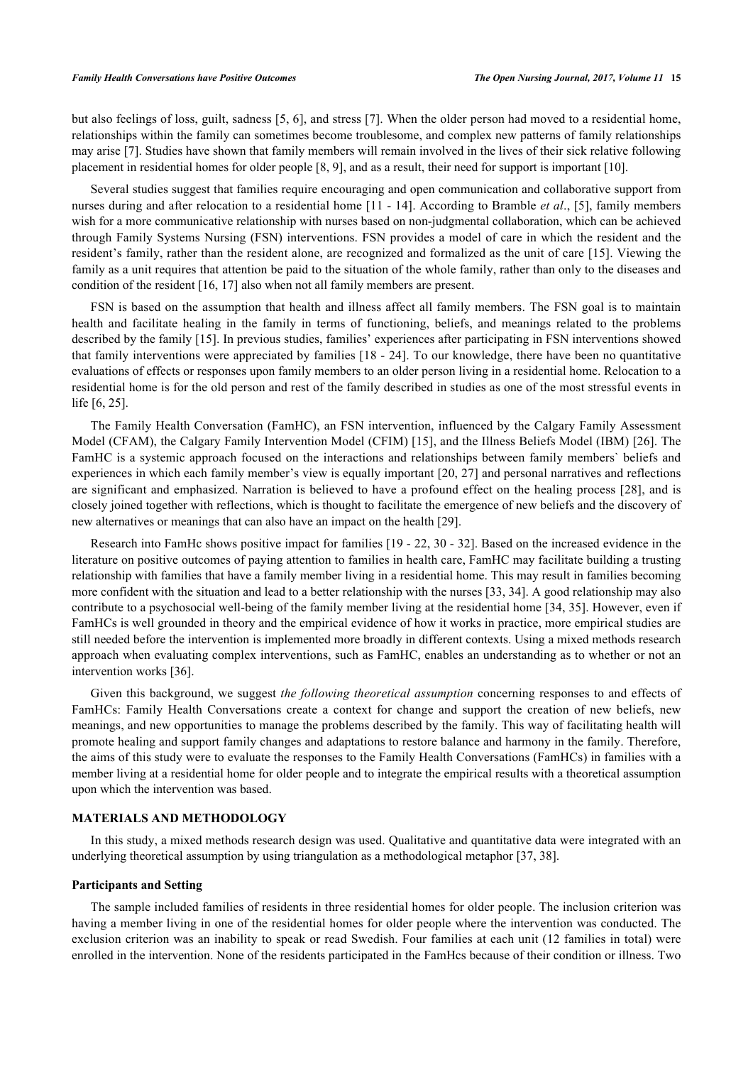but also feelings of loss, guilt, sadness [5, 6], and stress [7]. When the older person had moved to a residential home, relationships within the family can sometimes become troublesome, and complex new patterns of family relationships may arise [7]. Studies have shown that family members will remain involved in the lives of their sick relative following placement in residential homes for older people [8, 9], and as a result, their need for support is important [10].

Several studies suggest that families require encouraging and open communication and collaborative support from nurses during and after relocation to a residential home [11 - 14]. According to Bramble *et al*., [5], family members wish for a more communicative relationship with nurses based on non-judgmental collaboration, which can be achieved through Family Systems Nursing (FSN) interventions. FSN provides a model of care in which the resident and the resident's family, rather than the resident alone, are recognized and formalized as the unit of care [15]. Viewing the family as a unit requires that attention be paid to the situation of the whole family, rather than only to the diseases and condition of the resident [16, 17] also when not all family members are present.

FSN is based on the assumption that health and illness affect all family members. The FSN goal is to maintain health and facilitate healing in the family in terms of functioning, beliefs, and meanings related to the problems described by the family [15]. In previous studies, families' experiences after participating in FSN interventions showed that family interventions were appreciated by families [18 - 24]. To our knowledge, there have been no quantitative evaluations of effects or responses upon family members to an older person living in a residential home. Relocation to a residential home is for the old person and rest of the family described in studies as one of the most stressful events in life [6, 25].

The Family Health Conversation (FamHC), an FSN intervention, influenced by the Calgary Family Assessment Model (CFAM), the Calgary Family Intervention Model (CFIM) [15], and the Illness Beliefs Model (IBM) [26]. The FamHC is a systemic approach focused on the interactions and relationships between family members` beliefs and experiences in which each family member's view is equally important [20, 27] and personal narratives and reflections are significant and emphasized. Narration is believed to have a profound effect on the healing process [28], and is closely joined together with reflections, which is thought to facilitate the emergence of new beliefs and the discovery of new alternatives or meanings that can also have an impact on the health [29].

Research into FamHc shows positive impact for families [19 - 22, 30 - 32]. Based on the increased evidence in the literature on positive outcomes of paying attention to families in health care, FamHC may facilitate building a trusting relationship with families that have a family member living in a residential home. This may result in families becoming more confident with the situation and lead to a better relationship with the nurses [33, 34]. A good relationship may also contribute to a psychosocial well-being of the family member living at the residential home [34, 35]. However, even if FamHCs is well grounded in theory and the empirical evidence of how it works in practice, more empirical studies are still needed before the intervention is implemented more broadly in different contexts. Using a mixed methods research approach when evaluating complex interventions, such as FamHC, enables an understanding as to whether or not an intervention works [36].

Given this background, we suggest *the following theoretical assumption* concerning responses to and effects of FamHCs: Family Health Conversations create a context for change and support the creation of new beliefs, new meanings, and new opportunities to manage the problems described by the family. This way of facilitating health will promote healing and support family changes and adaptations to restore balance and harmony in the family. Therefore, the aims of this study were to evaluate the responses to the Family Health Conversations (FamHCs) in families with a member living at a residential home for older people and to integrate the empirical results with a theoretical assumption upon which the intervention was based.

## MATERIALS AND METHODOLOGY

In this study, a mixed methods research design was used. Qualitative and quantitative data were integrated with an underlying theoretical assumption by using triangulation as a methodological metaphor [37, 38].

### Participants and Setting

The sample included families of residents in three residential homes for older people. The inclusion criterion was having a member living in one of the residential homes for older people where the intervention was conducted. The exclusion criterion was an inability to speak or read Swedish. Four families at each unit (12 families in total) were enrolled in the intervention. None of the residents participated in the FamHcs because of their condition or illness. Two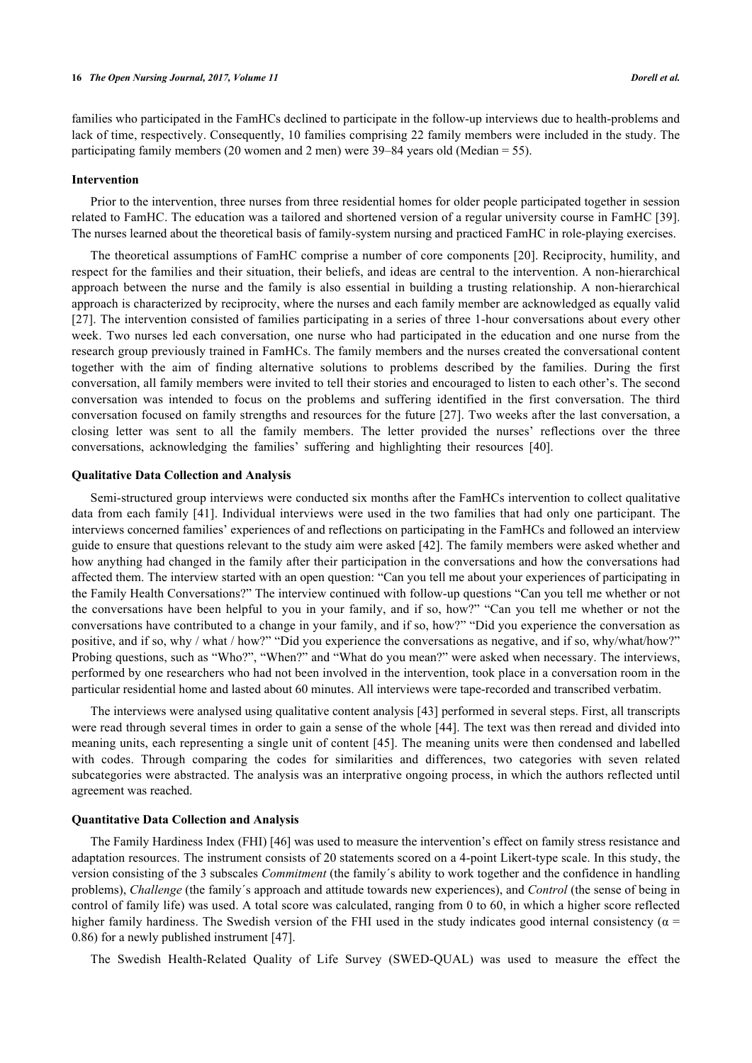families who participated in the FamHCs declined to participate in the follow-up interviews due to health-problems and lack of time, respectively. Consequently, 10 families comprising 22 family members were included in the study. The participating family members (20 women and 2 men) were 39–84 years old (Median = 55).

### Intervention

Prior to the intervention, three nurses from three residential homes for older people participated together in session related to FamHC. The education was a tailored and shortened version of a regular university course in FamHC [39]. The nurses learned about the theoretical basis of family-system nursing and practiced FamHC in role-playing exercises.

The theoretical assumptions of FamHC comprise a number of core components [20]. Reciprocity, humility, and respect for the families and their situation, their beliefs, and ideas are central to the intervention. A non-hierarchical approach between the nurse and the family is also essential in building a trusting relationship. A non-hierarchical approach is characterized by reciprocity, where the nurses and each family member are acknowledged as equally valid [27]. The intervention consisted of families participating in a series of three 1-hour conversations about every other week. Two nurses led each conversation, one nurse who had participated in the education and one nurse from the research group previously trained in FamHCs. The family members and the nurses created the conversational content together with the aim of finding alternative solutions to problems described by the families. During the first conversation, all family members were invited to tell their stories and encouraged to listen to each other's. The second conversation was intended to focus on the problems and suffering identified in the first conversation. The third conversation focused on family strengths and resources for the future [27]. Two weeks after the last conversation, a closing letter was sent to all the family members. The letter provided the nurses' reflections over the three conversations, acknowledging the families' suffering and highlighting their resources [40].

### Qualitative Data Collection and Analysis

Semi-structured group interviews were conducted six months after the FamHCs intervention to collect qualitative data from each family [41]. Individual interviews were used in the two families that had only one participant. The interviews concerned families' experiences of and reflections on participating in the FamHCs and followed an interview guide to ensure that questions relevant to the study aim were asked [42]. The family members were asked whether and how anything had changed in the family after their participation in the conversations and how the conversations had affected them. The interview started with an open question: "Can you tell me about your experiences of participating in the Family Health Conversations?" The interview continued with follow-up questions "Can you tell me whether or not the conversations have been helpful to you in your family, and if so, how?" "Can you tell me whether or not the conversations have contributed to a change in your family, and if so, how?" "Did you experience the conversation as positive, and if so, why / what / how?" "Did you experience the conversations as negative, and if so, why/what/how?" Probing questions, such as "Who?", "When?" and "What do you mean?" were asked when necessary. The interviews, performed by one researchers who had not been involved in the intervention, took place in a conversation room in the particular residential home and lasted about 60 minutes. All interviews were tape-recorded and transcribed verbatim.

The interviews were analysed using qualitative content analysis [43] performed in several steps. First, all transcripts were read through several times in order to gain a sense of the whole [44]. The text was then reread and divided into meaning units, each representing a single unit of content [45]. The meaning units were then condensed and labelled with codes. Through comparing the codes for similarities and differences, two categories with seven related subcategories were abstracted. The analysis was an interpretative ongoing process, in which the authors reflected until agreement was reached.

### Quantitative Data Collection and Analysis

The Family Hardiness Index (FHI) [46] was used to measure the intervention's effect on family stress resistance and adaptation resources. The instrument consists of 20 statements scored on a 4-point Likert-type scale. In this study, the version consisting of the 3 subscales *Commitment* (the family´s ability to work together and the confidence in handling problems), *Challenge* (the family´s approach and attitude towards new experiences), and *Control* (the sense of being in control of family life) was used. A total score was calculated, ranging from 0 to 60, in which a higher score reflected higher family hardiness. The Swedish version of the FHI used in the study indicates good internal consistency ($\alpha$ = 0.86) for a newly published instrument [47].

The Swedish Health-Related Quality of Life Survey (SWED-QUAL) was used to measure the effect the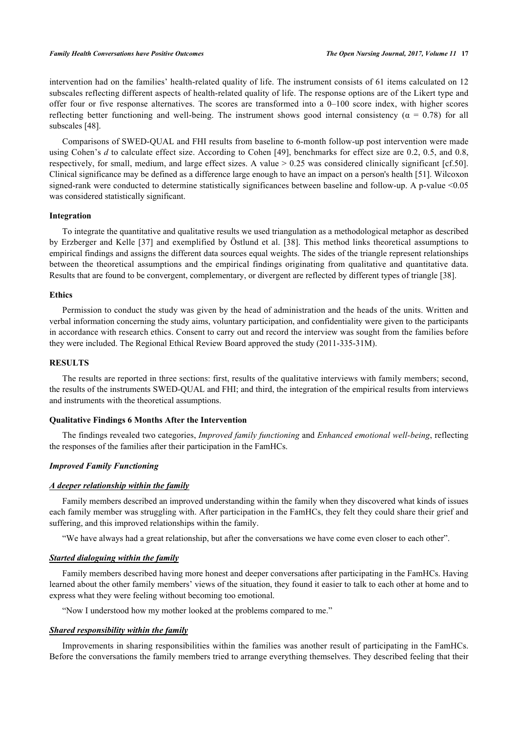intervention had on the families' health-related quality of life. The instrument consists of 61 items calculated on 12 subscales reflecting different aspects of health-related quality of life. The response options are of the Likert type and offer four or five response alternatives. The scores are transformed into a 0–100 score index, with higher scores reflecting better functioning and well-being. The instrument shows good internal consistency ($\alpha = 0.78$) for all subscales [48].

Comparisons of SWED-QUAL and FHI results from baseline to 6-month follow-up post intervention were made using Cohen's $d$ to calculate effect size. According to Cohen [49], benchmarks for effect size are 0.2, 0.5, and 0.8, respectively, for small, medium, and large effect sizes. A value > 0.25 was considered clinically significant [cf.50]. Clinical significance may be defined as a difference large enough to have an impact on a person's health [51]. Wilcoxon signed-rank were conducted to determine statistically significances between baseline and follow-up. A p-value $<0.05$ was considered statistically significant.

### Integration

To integrate the quantitative and qualitative results we used triangulation as a methodological metaphor as described by Erzberger and Kelle [37] and exemplified by Östlund et al. [38]. This method links theoretical assumptions to empirical findings and assigns the different data sources equal weights. The sides of the triangle represent relationships between the theoretical assumptions and the empirical findings originating from qualitative and quantitative data. Results that are found to be convergent, complementary, or divergent are reflected by different types of triangle [38].

### Ethics

Permission to conduct the study was given by the head of administration and the heads of the units. Written and verbal information concerning the study aims, voluntary participation, and confidentiality were given to the participants in accordance with research ethics. Consent to carry out and record the interview was sought from the families before they were included. The Regional Ethical Review Board approved the study (2011-335-31M).

## RESULTS

The results are reported in three sections: first, results of the qualitative interviews with family members; second, the results of the instruments SWED-QUAL and FHI; and third, the integration of the empirical results from interviews and instruments with the theoretical assumptions.

### Qualitative Findings 6 Months After the Intervention

The findings revealed two categories, *Improved family functioning* and *Enhanced emotional well-being*, reflecting the responses of the families after their participation in the FamHCs.

#### *Improved Family Functioning*

##### *A deeper relationship within the family*

Family members described an improved understanding within the family when they discovered what kinds of issues each family member was struggling with. After participation in the FamHCs, they felt they could share their grief and suffering, and this improved relationships within the family.

"We have always had a great relationship, but after the conversations we have come even closer to each other".

##### *Started dialoguing within the family*

Family members described having more honest and deeper conversations after participating in the FamHCs. Having learned about the other family members' views of the situation, they found it easier to talk to each other at home and to express what they were feeling without becoming too emotional.

"Now I understood how my mother looked at the problems compared to me."

##### *Shared responsibility within the family*

Improvements in sharing responsibilities within the families was another result of participating in the FamHCs. Before the conversations the family members tried to arrange everything themselves. They described feeling that their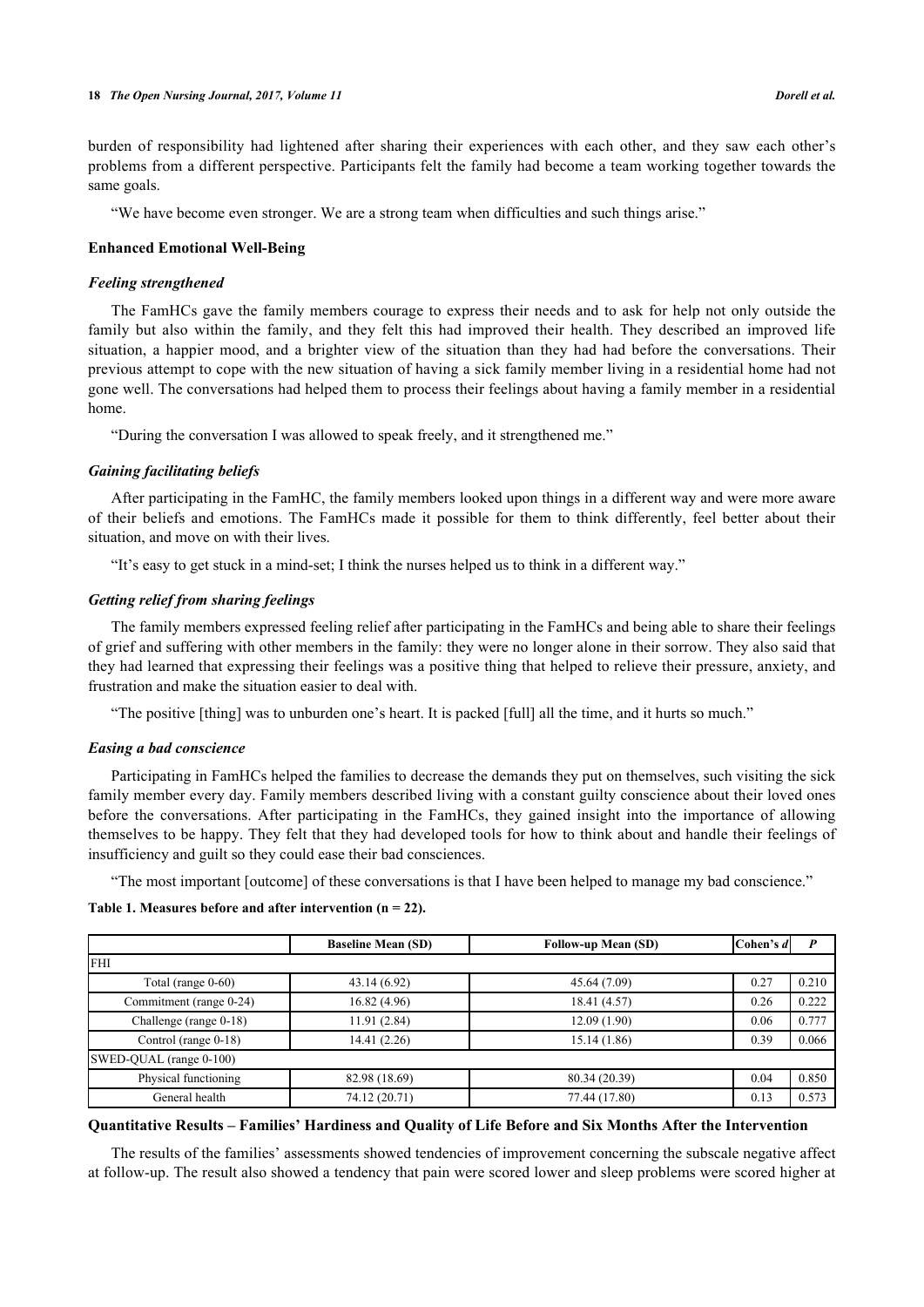burden of responsibility had lightened after sharing their experiences with each other, and they saw each other's problems from a different perspective. Participants felt the family had become a team working together towards the same goals.

"We have become even stronger. We are a strong team when difficulties and such things arise."

### Enhanced Emotional Well-Being

#### *Feeling strengthened*

The FamHCs gave the family members courage to express their needs and to ask for help not only outside the family but also within the family, and they felt this had improved their health. They described an improved life situation, a happier mood, and a brighter view of the situation than they had had before the conversations. Their previous attempt to cope with the new situation of having a sick family member living in a residential home had not gone well. The conversations had helped them to process their feelings about having a family member in a residential home.

"During the conversation I was allowed to speak freely, and it strengthened me."

#### *Gaining facilitating beliefs*

After participating in the FamHC, the family members looked upon things in a different way and were more aware of their beliefs and emotions. The FamHCs made it possible for them to think differently, feel better about their situation, and move on with their lives.

"It's easy to get stuck in a mind-set; I think the nurses helped us to think in a different way."

#### *Getting relief from sharing feelings*

The family members expressed feeling relief after participating in the FamHCs and being able to share their feelings of grief and suffering with other members in the family: they were no longer alone in their sorrow. They also said that they had learned that expressing their feelings was a positive thing that helped to relieve their pressure, anxiety, and frustration and make the situation easier to deal with.

"The positive [thing] was to unburden one's heart. It is packed [full] all the time, and it hurts so much."

#### *Easing a bad conscience*

Participating in FamHCs helped the families to decrease the demands they put on themselves, such visiting the sick family member every day. Family members described living with a constant guilty conscience about their loved ones before the conversations. After participating in the FamHCs, they gained insight into the importance of allowing themselves to be happy. They felt that they had developed tools for how to think about and handle their feelings of insufficiency and guilt so they could ease their bad consciences.

"The most important [outcome] of these conversations is that I have been helped to manage my bad conscience."

**Table 1. Measures before and after intervention (n = 22).**

| | Baseline Mean (SD) | Follow-up Mean (SD) | Cohen's *d* | *P* |
|---|---|---|---|---|
| FHI | | | | |
| Total (range 0-60) | 43.14 (6.92) | 45.64 (7.09) | 0.27 | 0.210 |
| Commitment (range 0-24) | 16.82 (4.96) | 18.41 (4.57) | 0.26 | 0.222 |
| Challenge (range 0-18) | 11.91 (2.84) | 12.09 (1.90) | 0.06 | 0.777 |
| Control (range 0-18) | 14.41 (2.26) | 15.14 (1.86) | 0.39 | 0.066 |
| SWED-QUAL (range 0-100) | | | | |
| Physical functioning | 82.98 (18.69) | 80.34 (20.39) | 0.04 | 0.850 |
| General health | 74.12 (20.71) | 77.44 (17.80) | 0.13 | 0.573 |

### Quantitative Results – Families' Hardiness and Quality of Life Before and Six Months After the Intervention

The results of the families' assessments showed tendencies of improvement concerning the subscale negative affect at follow-up. The result also showed a tendency that pain were scored lower and sleep problems were scored higher at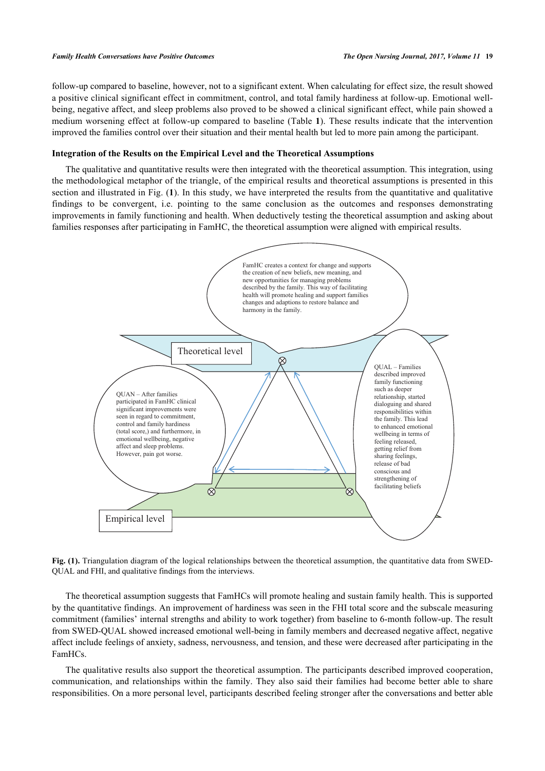follow-up compared to baseline, however, not to a significant extent. When calculating for effect size, the result showed a positive clinical significant effect in commitment, control, and total family hardiness at follow-up. Emotional well-being, negative affect, and sleep problems also proved to be showed a clinical significant effect, while pain showed a medium worsening effect at follow-up compared to baseline (Table **1**). These results indicate that the intervention improved the families control over their situation and their mental health but led to more pain among the participant.

#### Integration of the Results on the Empirical Level and the Theoretical Assumptions

The qualitative and quantitative results were then integrated with the theoretical assumption. This integration, using the methodological metaphor of the triangle, of the empirical results and theoretical assumptions is presented in this section and illustrated in Fig. (**1**). In this study, we have interpreted the results from the quantitative and qualitative findings to be convergent, i.e. pointing to the same conclusion as the outcomes and responses demonstrating improvements in family functioning and health. When deductively testing the theoretical assumption and asking about families responses after participating in FamHC, the theoretical assumption were aligned with empirical results.

FamHC creates a context for change and supports the creation of new beliefs, new meaning, and new opportunities for managing problems described by the family. This way of facilitating health will promote healing and support families changes and adaptions to restore balance and harmony in the family.

Theoretical level

QUAN – After families participated in FamHC clinical significant improvements were seen in regard to commitment, control and family hardiness (total score,) and furthermore, in emotional wellbeing, negative affect and sleep problems. However, pain got worse.

QUAL – Families described improved family functioning such as deeper relationship, started dialoguing and shared responsibilities within the family. This lead to enhanced emotional wellbeing in terms of feeling released, getting relief from sharing feelings, release of bad conscious and strengthening of facilitating beliefs

Empirical level

**Fig. (1).** Triangulation diagram of the logical relationships between the theoretical assumption, the quantitative data from SWED-QUAL and FHI, and qualitative findings from the interviews.

The theoretical assumption suggests that FamHCs will promote healing and sustain family health. This is supported by the quantitative findings. An improvement of hardiness was seen in the FHI total score and the subscale measuring commitment (families' internal strengths and ability to work together) from baseline to 6-month follow-up. The result from SWED-QUAL showed increased emotional well-being in family members and decreased negative affect, negative affect include feelings of anxiety, sadness, nervousness, and tension, and these were decreased after participating in the FamHCs.

The qualitative results also support the theoretical assumption. The participants described improved cooperation, communication, and relationships within the family. They also said their families had become better able to share responsibilities. On a more personal level, participants described feeling stronger after the conversations and better able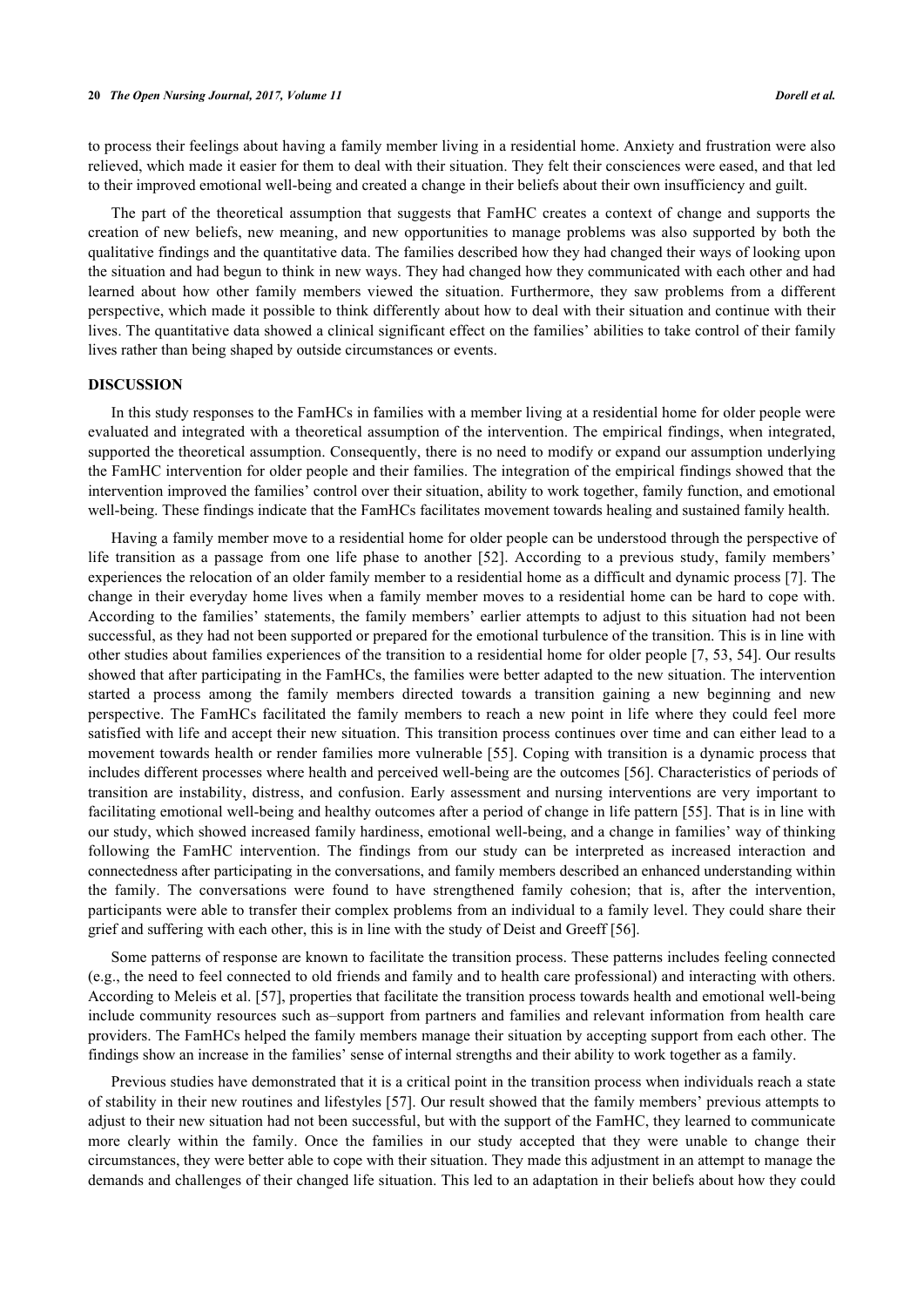to process their feelings about having a family member living in a residential home. Anxiety and frustration were also relieved, which made it easier for them to deal with their situation. They felt their consciences were eased, and that led to their improved emotional well-being and created a change in their beliefs about their own insufficiency and guilt.

The part of the theoretical assumption that suggests that FamHC creates a context of change and supports the creation of new beliefs, new meaning, and new opportunities to manage problems was also supported by both the qualitative findings and the quantitative data. The families described how they had changed their ways of looking upon the situation and had begun to think in new ways. They had changed how they communicated with each other and had learned about how other family members viewed the situation. Furthermore, they saw problems from a different perspective, which made it possible to think differently about how to deal with their situation and continue with their lives. The quantitative data showed a clinical significant effect on the families' abilities to take control of their family lives rather than being shaped by outside circumstances or events.

## DISCUSSION

In this study responses to the FamHCs in families with a member living at a residential home for older people were evaluated and integrated with a theoretical assumption of the intervention. The empirical findings, when integrated, supported the theoretical assumption. Consequently, there is no need to modify or expand our assumption underlying the FamHC intervention for older people and their families. The integration of the empirical findings showed that the intervention improved the families' control over their situation, ability to work together, family function, and emotional well-being. These findings indicate that the FamHCs facilitates movement towards healing and sustained family health.

Having a family member move to a residential home for older people can be understood through the perspective of life transition as a passage from one life phase to another [52]. According to a previous study, family members' experiences the relocation of an older family member to a residential home as a difficult and dynamic process [7]. The change in their everyday home lives when a family member moves to a residential home can be hard to cope with. According to the families' statements, the family members' earlier attempts to adjust to this situation had not been successful, as they had not been supported or prepared for the emotional turbulence of the transition. This is in line with other studies about families experiences of the transition to a residential home for older people [7, 53, 54]. Our results showed that after participating in the FamHCs, the families were better adapted to the new situation. The intervention started a process among the family members directed towards a transition gaining a new beginning and new perspective. The FamHCs facilitated the family members to reach a new point in life where they could feel more satisfied with life and accept their new situation. This transition process continues over time and can either lead to a movement towards health or render families more vulnerable [55]. Coping with transition is a dynamic process that includes different processes where health and perceived well-being are the outcomes [56]. Characteristics of periods of transition are instability, distress, and confusion. Early assessment and nursing interventions are very important to facilitating emotional well-being and healthy outcomes after a period of change in life pattern [55]. That is in line with our study, which showed increased family hardiness, emotional well-being, and a change in families' way of thinking following the FamHC intervention. The findings from our study can be interpreted as increased interaction and connectedness after participating in the conversations, and family members described an enhanced understanding within the family. The conversations were found to have strengthened family cohesion; that is, after the intervention, participants were able to transfer their complex problems from an individual to a family level. They could share their grief and suffering with each other, this is in line with the study of Deist and Greeff [56].

Some patterns of response are known to facilitate the transition process. These patterns includes feeling connected (e.g., the need to feel connected to old friends and family and to health care professional) and interacting with others. According to Meleis et al. [57], properties that facilitate the transition process towards health and emotional well-being include community resources such as–support from partners and families and relevant information from health care providers. The FamHCs helped the family members manage their situation by accepting support from each other. The findings show an increase in the families' sense of internal strengths and their ability to work together as a family.

Previous studies have demonstrated that it is a critical point in the transition process when individuals reach a state of stability in their new routines and lifestyles [57]. Our result showed that the family members' previous attempts to adjust to their new situation had not been successful, but with the support of the FamHC, they learned to communicate more clearly within the family. Once the families in our study accepted that they were unable to change their circumstances, they were better able to cope with their situation. They made this adjustment in an attempt to manage the demands and challenges of their changed life situation. This led to an adaptation in their beliefs about how they could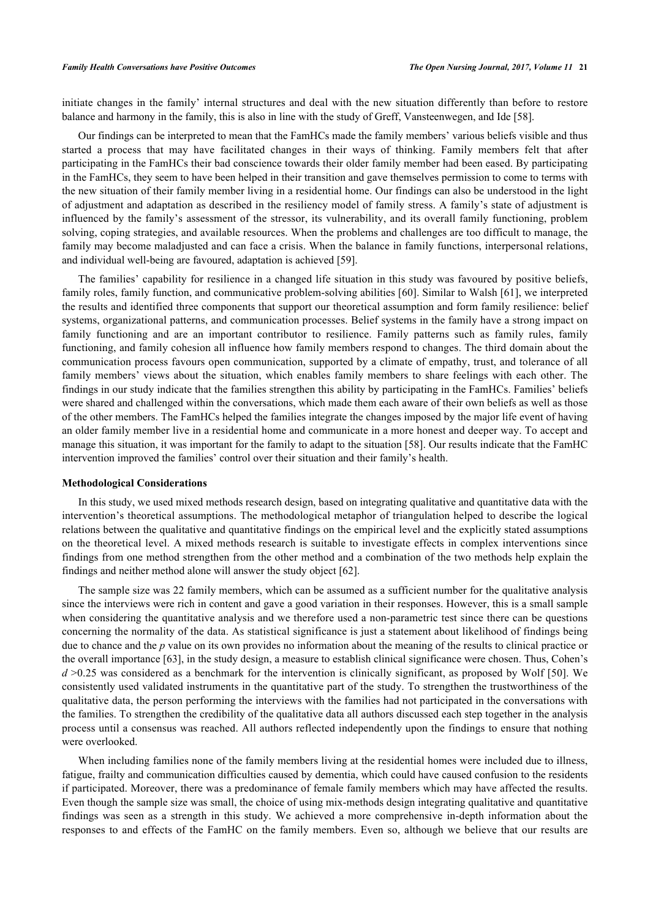initiate changes in the family' internal structures and deal with the new situation differently than before to restore balance and harmony in the family, this is also in line with the study of Greff, Vansteenwegen, and Ide [58].

Our findings can be interpreted to mean that the FamHCs made the family members' various beliefs visible and thus started a process that may have facilitated changes in their ways of thinking. Family members felt that after participating in the FamHCs their bad conscience towards their older family member had been eased. By participating in the FamHCs, they seem to have been helped in their transition and gave themselves permission to come to terms with the new situation of their family member living in a residential home. Our findings can also be understood in the light of adjustment and adaptation as described in the resiliency model of family stress. A family's state of adjustment is influenced by the family's assessment of the stressor, its vulnerability, and its overall family functioning, problem solving, coping strategies, and available resources. When the problems and challenges are too difficult to manage, the family may become maladjusted and can face a crisis. When the balance in family functions, interpersonal relations, and individual well-being are favoured, adaptation is achieved [59].

The families' capability for resilience in a changed life situation in this study was favoured by positive beliefs, family roles, family function, and communicative problem-solving abilities [60]. Similar to Walsh [61], we interpreted the results and identified three components that support our theoretical assumption and form family resilience: belief systems, organizational patterns, and communication processes. Belief systems in the family have a strong impact on family functioning and are an important contributor to resilience. Family patterns such as family rules, family functioning, and family cohesion all influence how family members respond to changes. The third domain about the communication process favours open communication, supported by a climate of empathy, trust, and tolerance of all family members' views about the situation, which enables family members to share feelings with each other. The findings in our study indicate that the families strengthen this ability by participating in the FamHCs. Families' beliefs were shared and challenged within the conversations, which made them each aware of their own beliefs as well as those of the other members. The FamHCs helped the families integrate the changes imposed by the major life event of having an older family member live in a residential home and communicate in a more honest and deeper way. To accept and manage this situation, it was important for the family to adapt to the situation [58]. Our results indicate that the FamHC intervention improved the families' control over their situation and their family's health.

### Methodological Considerations

In this study, we used mixed methods research design, based on integrating qualitative and quantitative data with the intervention's theoretical assumptions. The methodological metaphor of triangulation helped to describe the logical relations between the qualitative and quantitative findings on the empirical level and the explicitly stated assumptions on the theoretical level. A mixed methods research is suitable to investigate effects in complex interventions since findings from one method strengthen from the other method and a combination of the two methods help explain the findings and neither method alone will answer the study object [62].

The sample size was 22 family members, which can be assumed as a sufficient number for the qualitative analysis since the interviews were rich in content and gave a good variation in their responses. However, this is a small sample when considering the quantitative analysis and we therefore used a non-parametric test since there can be questions concerning the normality of the data. As statistical significance is just a statement about likelihood of findings being due to chance and the *p* value on its own provides no information about the meaning of the results to clinical practice or the overall importance [63], in the study design, a measure to establish clinical significance were chosen. Thus, Cohen's $d > 0.25$ was considered as a benchmark for the intervention is clinically significant, as proposed by Wolf [50]. We consistently used validated instruments in the quantitative part of the study. To strengthen the trustworthiness of the qualitative data, the person performing the interviews with the families had not participated in the conversations with the families. To strengthen the credibility of the qualitative data all authors discussed each step together in the analysis process until a consensus was reached. All authors reflected independently upon the findings to ensure that nothing were overlooked.

When including families none of the family members living at the residential homes were included due to illness, fatigue, frailty and communication difficulties caused by dementia, which could have caused confusion to the residents if participated. Moreover, there was a predominance of female family members which may have affected the results. Even though the sample size was small, the choice of using mix-methods design integrating qualitative and quantitative findings was seen as a strength in this study. We achieved a more comprehensive in-depth information about the responses to and effects of the FamHC on the family members. Even so, although we believe that our results are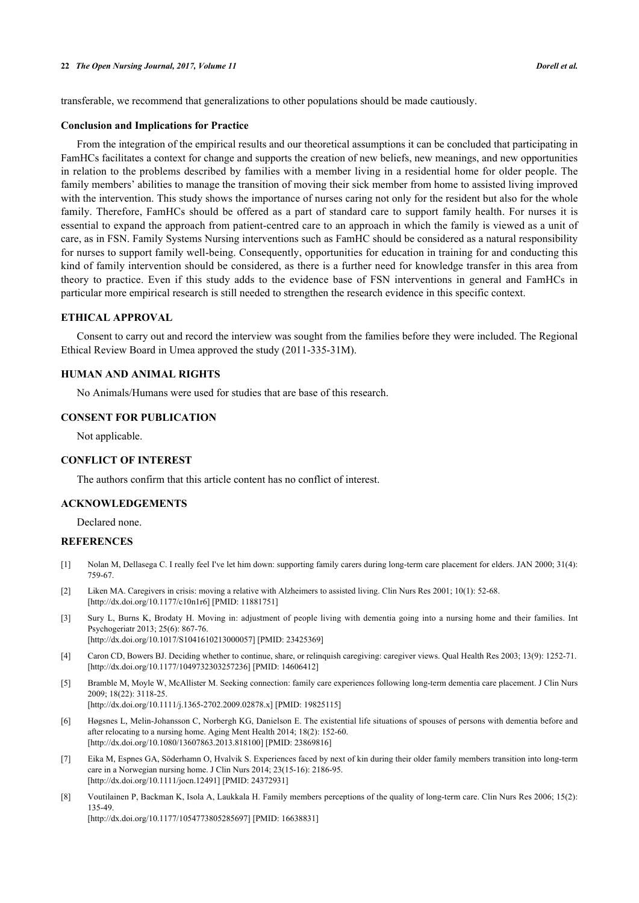transferable, we recommend that generalizations to other populations should be made cautiously.

### Conclusion and Implications for Practice

From the integration of the empirical results and our theoretical assumptions it can be concluded that participating in FamHCs facilitates a context for change and supports the creation of new beliefs, new meanings, and new opportunities in relation to the problems described by families with a member living in a residential home for older people. The family members' abilities to manage the transition of moving their sick member from home to assisted living improved with the intervention. This study shows the importance of nurses caring not only for the resident but also for the whole family. Therefore, FamHCs should be offered as a part of standard care to support family health. For nurses it is essential to expand the approach from patient-centred care to an approach in which the family is viewed as a unit of care, as in FSN. Family Systems Nursing interventions such as FamHC should be considered as a natural responsibility for nurses to support family well-being. Consequently, opportunities for education in training for and conducting this kind of family intervention should be considered, as there is a further need for knowledge transfer in this area from theory to practice. Even if this study adds to the evidence base of FSN interventions in general and FamHCs in particular more empirical research is still needed to strengthen the research evidence in this specific context.

## ETHICAL APPROVAL

Consent to carry out and record the interview was sought from the families before they were included. The Regional Ethical Review Board in Umea approved the study (2011-335-31M).

## HUMAN AND ANIMAL RIGHTS

No Animals/Humans were used for studies that are base of this research.

## CONSENT FOR PUBLICATION

Not applicable.

## CONFLICT OF INTEREST

The authors confirm that this article content has no conflict of interest.

## ACKNOWLEDGEMENTS

Declared none.

## REFERENCES

[1] Nolan M, Dellasega C. I really feel I've let him down: supporting family carers during long-term care placement for elders. JAN 2000; 31(4): 759-67.

[2] Liken MA. Caregivers in crisis: moving a relative with Alzheimers to assisted living. Clin Nurs Res 2001; 10(1): 52-68. [http://dx.doi.org/10.1177/c10n1r6] [PMID: 11881751]

[3] Sury L, Burns K, Brodaty H. Moving in: adjustment of people living with dementia going into a nursing home and their families. Int Psychogeriatr 2013; 25(6): 867-76. [http://dx.doi.org/10.1017/S1041610213000057] [PMID: 23425369]

[4] Caron CD, Bowers BJ. Deciding whether to continue, share, or relinquish caregiving: caregiver views. Qual Health Res 2003; 13(9): 1252-71. [http://dx.doi.org/10.1177/1049732303257236] [PMID: 14606412]

[5] Bramble M, Moyle W, McAllister M. Seeking connection: family care experiences following long-term dementia care placement. J Clin Nurs 2009; 18(22): 3118-25. [http://dx.doi.org/10.1111/j.1365-2702.2009.02878.x] [PMID: 19825115]

[6] Høgsnes L, Melin-Johansson C, Norbergh KG, Danielson E. The existential life situations of spouses of persons with dementia before and after relocating to a nursing home. Aging Ment Health 2014; 18(2): 152-60. [http://dx.doi.org/10.1080/13607863.2013.818100] [PMID: 23869816]

[7] Eika M, Espnes GA, Söderhamn O, Hvalvik S. Experiences faced by next of kin during their older family members transition into long-term care in a Norwegian nursing home. J Clin Nurs 2014; 23(15-16): 2186-95. [http://dx.doi.org/10.1111/jocn.12491] [PMID: 24372931]

[8] Voutilainen P, Backman K, Isola A, Laukkala H. Family members perceptions of the quality of long-term care. Clin Nurs Res 2006; 15(2): 135-49. [http://dx.doi.org/10.1177/1054773805285697] [PMID: 16638831]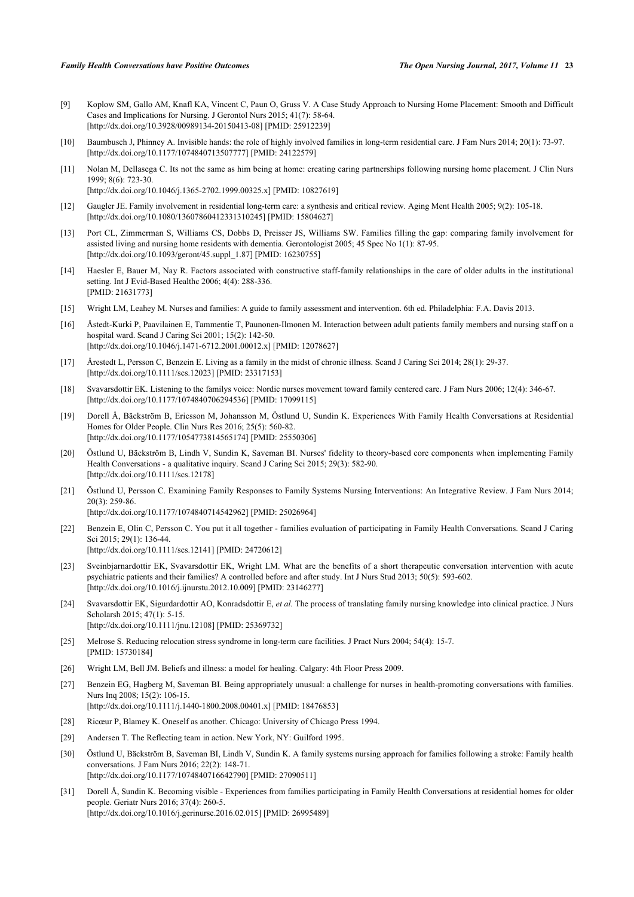[9] Koplow SM, Gallo AM, Knafl KA, Vincent C, Paun O, Gruss V. A Case Study Approach to Nursing Home Placement: Smooth and Difficult Cases and Implications for Nursing. J Gerontol Nurs 2015; 41(7): 58-64. [http://dx.doi.org/10.3928/00989134-20150413-08] [PMID: 25912239]

[10] Baumbusch J, Phinney A. Invisible hands: the role of highly involved families in long-term residential care. J Fam Nurs 2014; 20(1): 73-97. [http://dx.doi.org/10.1177/1074840713507777] [PMID: 24122579]

[11] Nolan M, Dellasega C. Its not the same as him being at home: creating caring partnerships following nursing home placement. J Clin Nurs 1999; 8(6): 723-30. [http://dx.doi.org/10.1046/j.1365-2702.1999.00325.x] [PMID: 10827619]

[12] Gaugler JE. Family involvement in residential long-term care: a synthesis and critical review. Aging Ment Health 2005; 9(2): 105-18. [http://dx.doi.org/10.1080/13607860412331310245] [PMID: 15804627]

[13] Port CL, Zimmerman S, Williams CS, Dobbs D, Preisser JS, Williams SW. Families filling the gap: comparing family involvement for assisted living and nursing home residents with dementia. Gerontologist 2005; 45 Spec No 1(1): 87-95. [http://dx.doi.org/10.1093/geront/45.suppl_1.87] [PMID: 16230755]

[14] Haesler E, Bauer M, Nay R. Factors associated with constructive staff-family relationships in the care of older adults in the institutional setting. Int J Evid-Based Healthc 2006; 4(4): 288-336. [PMID: 21631773]

[15] Wright LM, Leahey M. Nurses and families: A guide to family assessment and intervention. 6th ed. Philadelphia: F.A. Davis 2013.

[16] Åstedt-Kurki P, Paavilainen E, Tammentie T, Paunonen-Ilmonen M. Interaction between adult patients family members and nursing staff on a hospital ward. Scand J Caring Sci 2001; 15(2): 142-50. [http://dx.doi.org/10.1046/j.1471-6712.2001.00012.x] [PMID: 12078627]

[17] Årestedt L, Persson C, Benzein E. Living as a family in the midst of chronic illness. Scand J Caring Sci 2014; 28(1): 29-37. [http://dx.doi.org/10.1111/scs.12023] [PMID: 23317153]

[18] Svavarsdottir EK. Listening to the familys voice: Nordic nurses movement toward family centered care. J Fam Nurs 2006; 12(4): 346-67. [http://dx.doi.org/10.1177/1074840706294536] [PMID: 17099115]

[19] Dorell Å, Bäckström B, Ericsson M, Johansson M, Östlund U, Sundin K. Experiences With Family Health Conversations at Residential Homes for Older People. Clin Nurs Res 2016; 25(5): 560-82. [http://dx.doi.org/10.1177/1054773814565174] [PMID: 25550306]

[20] Östlund U, Bäckström B, Lindh V, Sundin K, Saveman BI. Nurses' fidelity to theory-based core components when implementing Family Health Conversations - a qualitative inquiry. Scand J Caring Sci 2015; 29(3): 582-90. [http://dx.doi.org/10.1111/scs.12178]

[21] Östlund U, Persson C. Examining Family Responses to Family Systems Nursing Interventions: An Integrative Review. J Fam Nurs 2014; 20(3): 259-86. [http://dx.doi.org/10.1177/1074840714542962] [PMID: 25026964]

[22] Benzein E, Olin C, Persson C. You put it all together - families evaluation of participating in Family Health Conversations. Scand J Caring Sci 2015; 29(1): 136-44. [http://dx.doi.org/10.1111/scs.12141] [PMID: 24720612]

[23] Sveinbjarnardottir EK, Svavarsdottir EK, Wright LM. What are the benefits of a short therapeutic conversation intervention with acute psychiatric patients and their families? A controlled before and after study. Int J Nurs Stud 2013; 50(5): 593-602. [http://dx.doi.org/10.1016/j.ijnurstu.2012.10.009] [PMID: 23146277]

[24] Svavarsdottir EK, Sigurdardottir AO, Konradsdottir E, *et al.* The process of translating family nursing knowledge into clinical practice. J Nurs Scholarsh 2015; 47(1): 5-15. [http://dx.doi.org/10.1111/jnu.12108] [PMID: 25369732]

[25] Melrose S. Reducing relocation stress syndrome in long-term care facilities. J Pract Nurs 2004; 54(4): 15-7. [PMID: 15730184]

[26] Wright LM, Bell JM. Beliefs and illness: a model for healing. Calgary: 4th Floor Press 2009.

[27] Benzein EG, Hagberg M, Saveman BI. Being appropriately unusual: a challenge for nurses in health-promoting conversations with families. Nurs Inq 2008; 15(2): 106-15. [http://dx.doi.org/10.1111/j.1440-1800.2008.00401.x] [PMID: 18476853]

[28] Ricœur P, Blamey K. Oneself as another. Chicago: University of Chicago Press 1994.

[29] Andersen T. The Reflecting team in action. New York, NY: Guilford 1995.

[30] Östlund U, Bäckström B, Saveman BI, Lindh V, Sundin K. A family systems nursing approach for families following a stroke: Family health conversations. J Fam Nurs 2016; 22(2): 148-71. [http://dx.doi.org/10.1177/1074840716642790] [PMID: 27090511]

[31] Dorell Å, Sundin K. Becoming visible - Experiences from families participating in Family Health Conversations at residential homes for older people. Geriatr Nurs 2016; 37(4): 260-5. [http://dx.doi.org/10.1016/j.gerinurse.2016.02.015] [PMID: 26995489]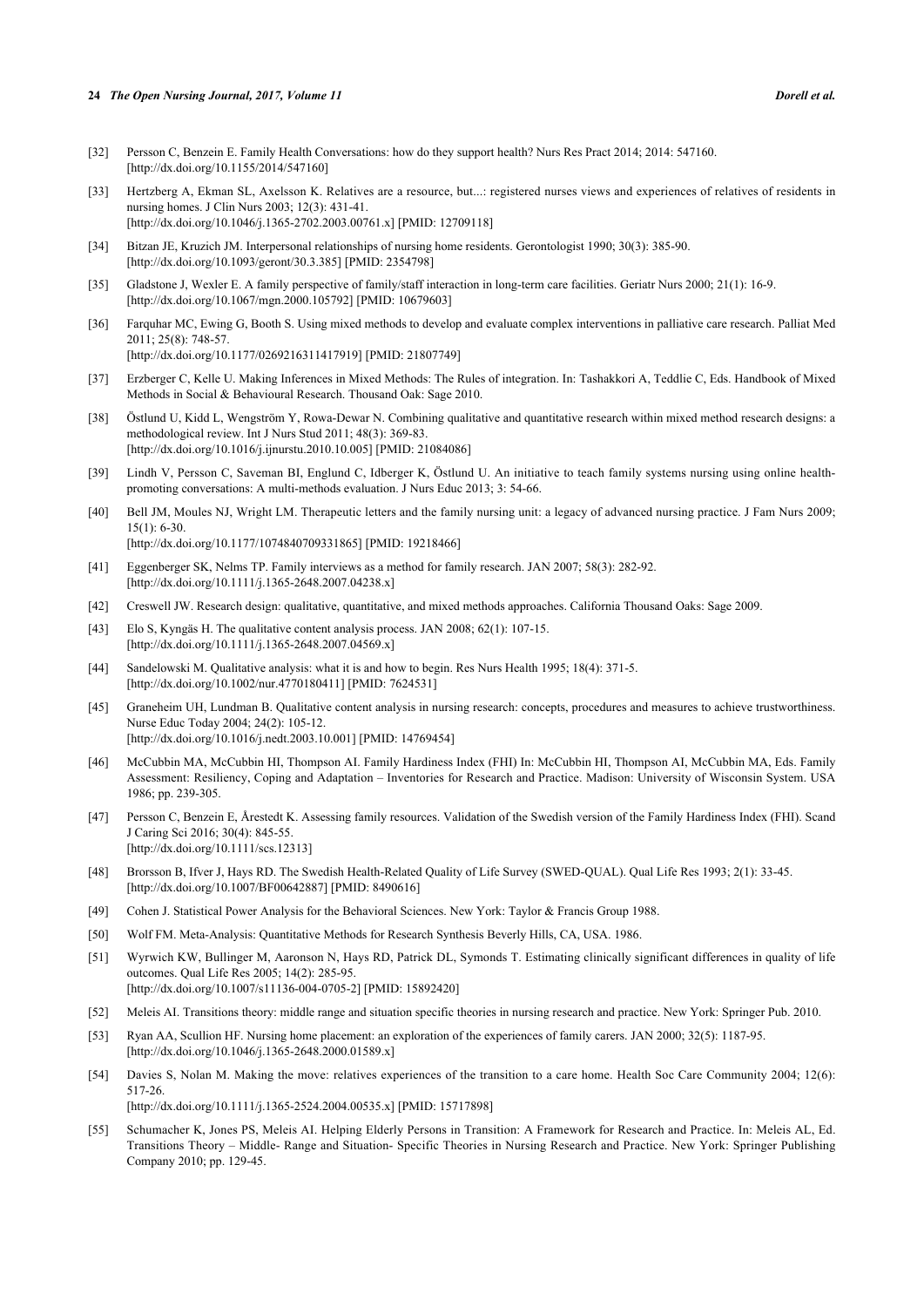[32] Persson C, Benzein E. Family Health Conversations: how do they support health? Nurs Res Pract 2014; 2014: 547160. [http://dx.doi.org/10.1155/2014/547160]

[33] Hertzberg A, Ekman SL, Axelsson K. Relatives are a resource, but...: registered nurses views and experiences of relatives of residents in nursing homes. J Clin Nurs 2003; 12(3): 431-41. [http://dx.doi.org/10.1046/j.1365-2702.2003.00761.x] [PMID: 12709118]

[34] Bitzan JE, Kruzich JM. Interpersonal relationships of nursing home residents. Gerontologist 1990; 30(3): 385-90. [http://dx.doi.org/10.1093/geront/30.3.385] [PMID: 2354798]

[35] Gladstone J, Wexler E. A family perspective of family/staff interaction in long-term care facilities. Geriatr Nurs 2000; 21(1): 16-9. [http://dx.doi.org/10.1067/mgn.2000.105792] [PMID: 10679603]

[36] Farquhar MC, Ewing G, Booth S. Using mixed methods to develop and evaluate complex interventions in palliative care research. Palliat Med 2011; 25(8): 748-57. [http://dx.doi.org/10.1177/0269216311417919] [PMID: 21807749]

[37] Erzberger C, Kelle U. Making Inferences in Mixed Methods: The Rules of integration. In: Tashakkori A, Teddlie C, Eds. Handbook of Mixed Methods in Social & Behavioural Research. Thousand Oak: Sage 2010.

[38] Östlund U, Kidd L, Wengström Y, Rowa-Dewar N. Combining qualitative and quantitative research within mixed method research designs: a methodological review. Int J Nurs Stud 2011; 48(3): 369-83. [http://dx.doi.org/10.1016/j.ijnurstu.2010.10.005] [PMID: 21084086]

[39] Lindh V, Persson C, Saveman BI, Englund C, Idberger K, Östlund U. An initiative to teach family systems nursing using online health-promoting conversations: A multi-methods evaluation. J Nurs Educ 2013; 3: 54-66.

[40] Bell JM, Moules NJ, Wright LM. Therapeutic letters and the family nursing unit: a legacy of advanced nursing practice. J Fam Nurs 2009; 15(1): 6-30. [http://dx.doi.org/10.1177/1074840709331865] [PMID: 19218466]

[41] Eggenberger SK, Nelms TP. Family interviews as a method for family research. JAN 2007; 58(3): 282-92. [http://dx.doi.org/10.1111/j.1365-2648.2007.04238.x]

[42] Creswell JW. Research design: qualitative, quantitative, and mixed methods approaches. California Thousand Oaks: Sage 2009.

[43] Elo S, Kyngäs H. The qualitative content analysis process. JAN 2008; 62(1): 107-15. [http://dx.doi.org/10.1111/j.1365-2648.2007.04569.x]

[44] Sandelowski M. Qualitative analysis: what it is and how to begin. Res Nurs Health 1995; 18(4): 371-5. [http://dx.doi.org/10.1002/nur.4770180411] [PMID: 7624531]

[45] Graneheim UH, Lundman B. Qualitative content analysis in nursing research: concepts, procedures and measures to achieve trustworthiness. Nurse Educ Today 2004; 24(2): 105-12. [http://dx.doi.org/10.1016/j.nedt.2003.10.001] [PMID: 14769454]

[46] McCubbin MA, McCubbin HI, Thompson AI. Family Hardiness Index (FHI) In: McCubbin HI, Thompson AI, McCubbin MA, Eds. Family Assessment: Resiliency, Coping and Adaptation – Inventories for Research and Practice. Madison: University of Wisconsin System. USA 1986; pp. 239-305.

[47] Persson C, Benzein E, Årestedt K. Assessing family resources. Validation of the Swedish version of the Family Hardiness Index (FHI). Scand J Caring Sci 2016; 30(4): 845-55. [http://dx.doi.org/10.1111/scs.12313]

[48] Brorsson B, Ifver J, Hays RD. The Swedish Health-Related Quality of Life Survey (SWED-QUAL). Qual Life Res 1993; 2(1): 33-45. [http://dx.doi.org/10.1007/BF00642887] [PMID: 8490616]

[49] Cohen J. Statistical Power Analysis for the Behavioral Sciences. New York: Taylor & Francis Group 1988.

[50] Wolf FM. Meta-Analysis: Quantitative Methods for Research Synthesis Beverly Hills, CA, USA. 1986.

[51] Wyrwich KW, Bullinger M, Aaronson N, Hays RD, Patrick DL, Symonds T. Estimating clinically significant differences in quality of life outcomes. Qual Life Res 2005; 14(2): 285-95. [http://dx.doi.org/10.1007/s11136-004-0705-2] [PMID: 15892420]

[52] Meleis AI. Transitions theory: middle range and situation specific theories in nursing research and practice. New York: Springer Pub. 2010.

[53] Ryan AA, Scullion HF. Nursing home placement: an exploration of the experiences of family carers. JAN 2000; 32(5): 1187-95. [http://dx.doi.org/10.1046/j.1365-2648.2000.01589.x]

[54] Davies S, Nolan M. Making the move: relatives experiences of the transition to a care home. Health Soc Care Community 2004; 12(6): 517-26. [http://dx.doi.org/10.1111/j.1365-2524.2004.00535.x] [PMID: 15717898]

[55] Schumacher K, Jones PS, Meleis AI. Helping Elderly Persons in Transition: A Framework for Research and Practice. In: Meleis AL, Ed. Transitions Theory – Middle- Range and Situation- Specific Theories in Nursing Research and Practice. New York: Springer Publishing Company 2010; pp. 129-45.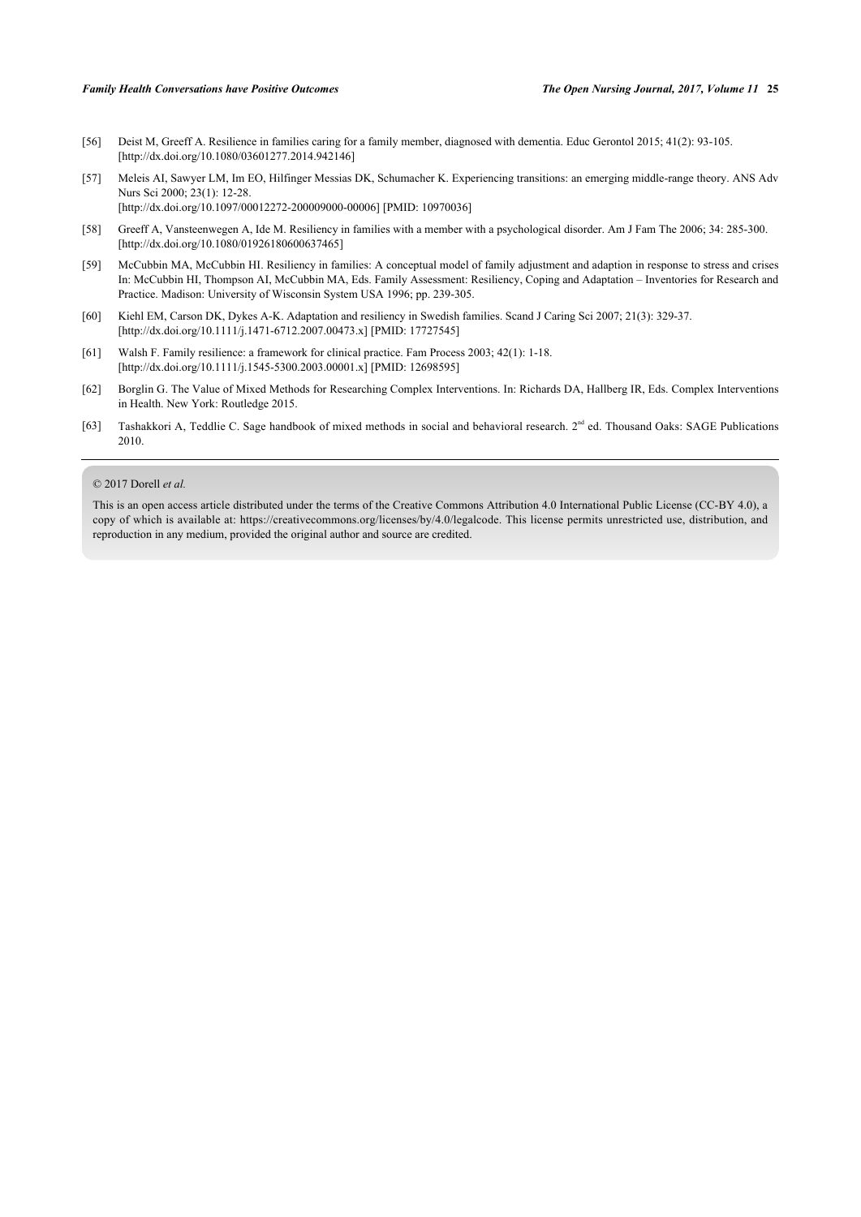[56] Deist M, Greeff A. Resilience in families caring for a family member, diagnosed with dementia. Educ Gerontol 2015; 41(2): 93-105. [http://dx.doi.org/10.1080/03601277.2014.942146]

[57] Meleis AI, Sawyer LM, Im EO, Hilfinger Messias DK, Schumacher K. Experiencing transitions: an emerging middle-range theory. ANS Adv Nurs Sci 2000; 23(1): 12-28. [http://dx.doi.org/10.1097/00012272-200009000-00006] [PMID: 10970036]

[58] Greeff A, Vansteenwegen A, Ide M. Resiliency in families with a member with a psychological disorder. Am J Fam The 2006; 34: 285-300. [http://dx.doi.org/10.1080/01926180600637465]

[59] McCubbin MA, McCubbin HI. Resiliency in families: A conceptual model of family adjustment and adaption in response to stress and crises In: McCubbin HI, Thompson AI, McCubbin MA, Eds. Family Assessment: Resiliency, Coping and Adaptation – Inventories for Research and Practice. Madison: University of Wisconsin System USA 1996; pp. 239-305.

[60] Kiehl EM, Carson DK, Dykes A-K. Adaptation and resiliency in Swedish families. Scand J Caring Sci 2007; 21(3): 329-37. [http://dx.doi.org/10.1111/j.1471-6712.2007.00473.x] [PMID: 17727545]

[61] Walsh F. Family resilience: a framework for clinical practice. Fam Process 2003; 42(1): 1-18. [http://dx.doi.org/10.1111/j.1545-5300.2003.00001.x] [PMID: 12698595]

[62] Borglin G. The Value of Mixed Methods for Researching Complex Interventions. In: Richards DA, Hallberg IR, Eds. Complex Interventions in Health. New York: Routledge 2015.

[63] Tashakkori A, Teddlie C. Sage handbook of mixed methods in social and behavioral research. 2nd ed. Thousand Oaks: SAGE Publications 2010.

---

© 2017 Dorell *et al.*

This is an open access article distributed under the terms of the Creative Commons Attribution 4.0 International Public License (CC-BY 4.0), a copy of which is available at: https://creativecommons.org/licenses/by/4.0/legalcode. This license permits unrestricted use, distribution, and reproduction in any medium, provided the original author and source are credited.